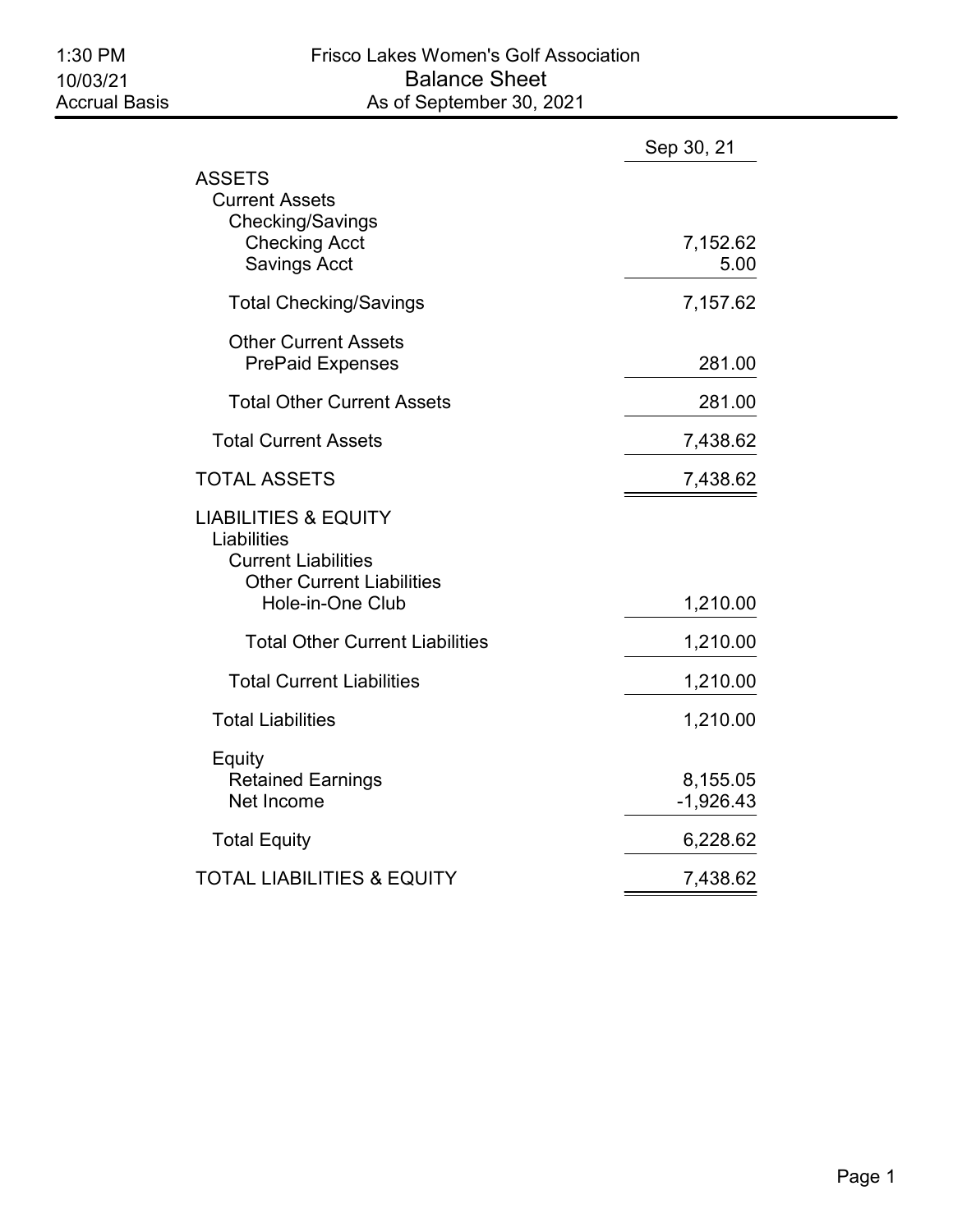1:30 PM
10/03/21
Accrual Basis

# Frisco Lakes Women's Golf Association

## Balance Sheet

### As of September 30, 2021

| | Sep 30, 21 |
|---|---|
| **ASSETS** | |
| Current Assets | |
| Checking/Savings | |
| Checking Acct | 7,152.62 |
| Savings Acct | 5.00 |
| Total Checking/Savings | 7,157.62 |
| Other Current Assets | |
| PrePaid Expenses | 281.00 |
| Total Other Current Assets | 281.00 |
| Total Current Assets | 7,438.62 |
| **TOTAL ASSETS** | 7,438.62 |
| **LIABILITIES & EQUITY** | |
| Liabilities | |
| Current Liabilities | |
| Other Current Liabilities | |
| Hole-in-One Club | 1,210.00 |
| Total Other Current Liabilities | 1,210.00 |
| Total Current Liabilities | 1,210.00 |
| Total Liabilities | 1,210.00 |
| Equity | |
| Retained Earnings | 8,155.05 |
| Net Income | -1,926.43 |
| Total Equity | 6,228.62 |
| **TOTAL LIABILITIES & EQUITY** | 7,438.62 |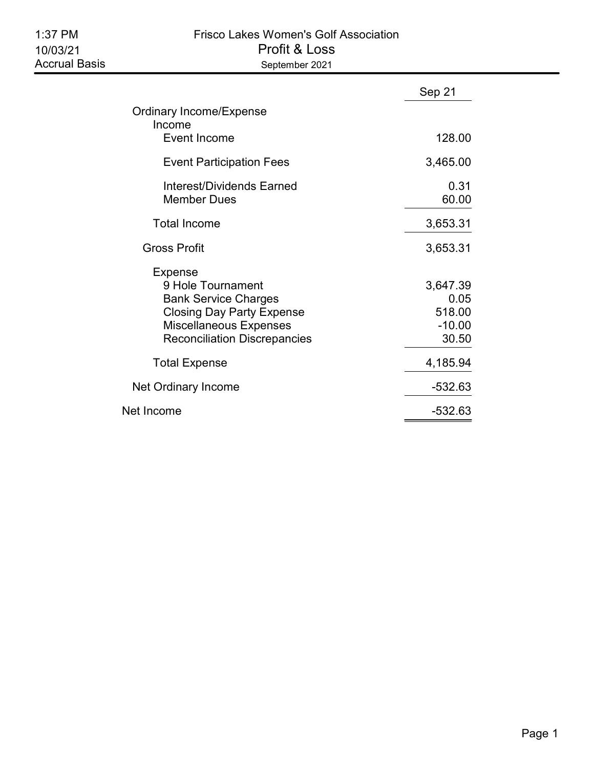# Frisco Lakes Women's Golf Association

## Profit & Loss

September 2021

1:37 PM
10/03/21
Accrual Basis

| | Sep 21 |
|---|---|
| Ordinary Income/Expense | |
| Income | |
| Event Income | 128.00 |
| Event Participation Fees | 3,465.00 |
| Interest/Dividends Earned | 0.31 |
| Member Dues | 60.00 |
| Total Income | 3,653.31 |
| Gross Profit | 3,653.31 |
| Expense | |
| 9 Hole Tournament | 3,647.39 |
| Bank Service Charges | 0.05 |
| Closing Day Party Expense | 518.00 |
| Miscellaneous Expenses | -10.00 |
| Reconciliation Discrepancies | 30.50 |
| Total Expense | 4,185.94 |
| Net Ordinary Income | -532.63 |
| Net Income | -532.63 |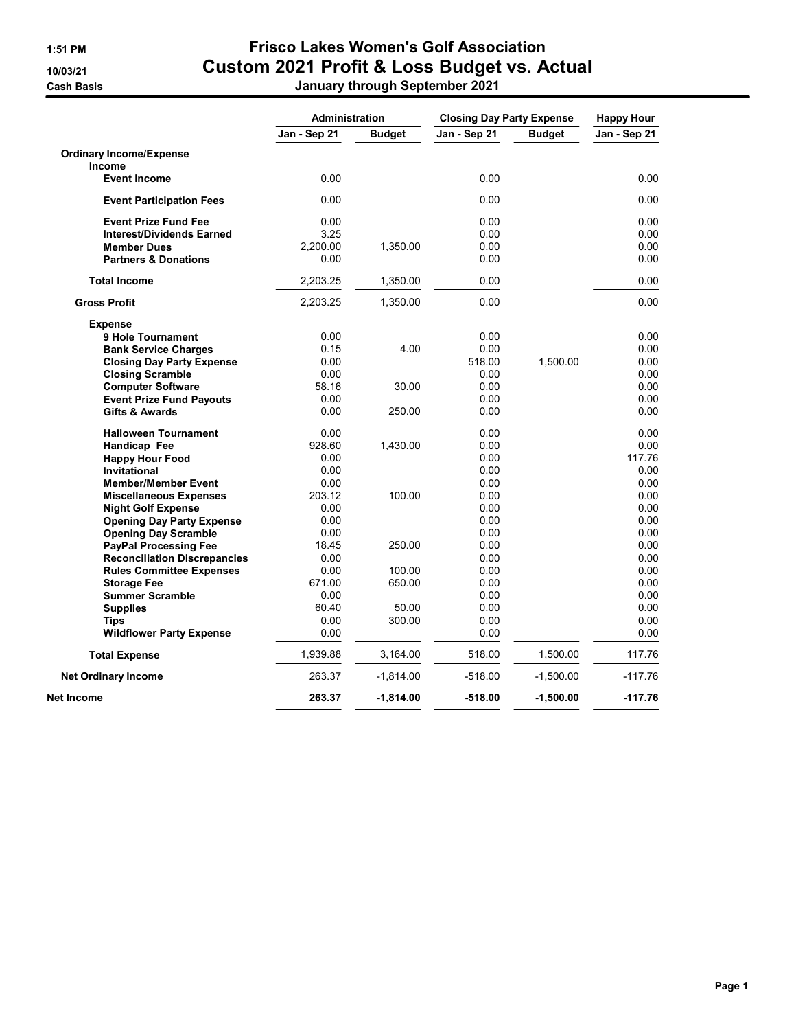# Frisco Lakes Women's Golf Association

## Custom 2021 Profit & Loss Budget vs. Actual

### January through September 2021

1:51 PM
10/03/21
Cash Basis

| | Administration | | Closing Day Party Expense | | Happy Hour |
|---|---|---|---|---|---|
| | Jan - Sep 21 | Budget | Jan - Sep 21 | Budget | Jan - Sep 21 |
| **Ordinary Income/Expense** | | | | | |
| **Income** | | | | | |
| **Event Income** | 0.00 | | 0.00 | | 0.00 |
| **Event Participation Fees** | 0.00 | | 0.00 | | 0.00 |
| **Event Prize Fund Fee** | 0.00 | | 0.00 | | 0.00 |
| **Interest/Dividends Earned** | 3.25 | | 0.00 | | 0.00 |
| **Member Dues** | 2,200.00 | 1,350.00 | 0.00 | | 0.00 |
| **Partners & Donations** | 0.00 | | 0.00 | | 0.00 |
| **Total Income** | 2,203.25 | 1,350.00 | 0.00 | | 0.00 |
| **Gross Profit** | 2,203.25 | 1,350.00 | 0.00 | | 0.00 |
| **Expense** | | | | | |
| **9 Hole Tournament** | 0.00 | | 0.00 | | 0.00 |
| **Bank Service Charges** | 0.15 | 4.00 | 0.00 | | 0.00 |
| **Closing Day Party Expense** | 0.00 | | 518.00 | 1,500.00 | 0.00 |
| **Closing Scramble** | 0.00 | | 0.00 | | 0.00 |
| **Computer Software** | 58.16 | 30.00 | 0.00 | | 0.00 |
| **Event Prize Fund Payouts** | 0.00 | | 0.00 | | 0.00 |
| **Gifts & Awards** | 0.00 | 250.00 | 0.00 | | 0.00 |
| **Halloween Tournament** | 0.00 | | 0.00 | | 0.00 |
| **Handicap Fee** | 928.60 | 1,430.00 | 0.00 | | 0.00 |
| **Happy Hour Food** | 0.00 | | 0.00 | | 117.76 |
| **Invitational** | 0.00 | | 0.00 | | 0.00 |
| **Member/Member Event** | 0.00 | | 0.00 | | 0.00 |
| **Miscellaneous Expenses** | 203.12 | 100.00 | 0.00 | | 0.00 |
| **Night Golf Expense** | 0.00 | | 0.00 | | 0.00 |
| **Opening Day Party Expense** | 0.00 | | 0.00 | | 0.00 |
| **Opening Day Scramble** | 0.00 | | 0.00 | | 0.00 |
| **PayPal Processing Fee** | 18.45 | 250.00 | 0.00 | | 0.00 |
| **Reconciliation Discrepancies** | 0.00 | | 0.00 | | 0.00 |
| **Rules Committee Expenses** | 0.00 | 100.00 | 0.00 | | 0.00 |
| **Storage Fee** | 671.00 | 650.00 | 0.00 | | 0.00 |
| **Summer Scramble** | 0.00 | | 0.00 | | 0.00 |
| **Supplies** | 60.40 | 50.00 | 0.00 | | 0.00 |
| **Tips** | 0.00 | 300.00 | 0.00 | | 0.00 |
| **Wildflower Party Expense** | 0.00 | | 0.00 | | 0.00 |
| **Total Expense** | 1,939.88 | 3,164.00 | 518.00 | 1,500.00 | 117.76 |
| **Net Ordinary Income** | 263.37 | -1,814.00 | -518.00 | -1,500.00 | -117.76 |
| **Net Income** | **263.37** | **-1,814.00** | **-518.00** | **-1,500.00** | **-117.76** |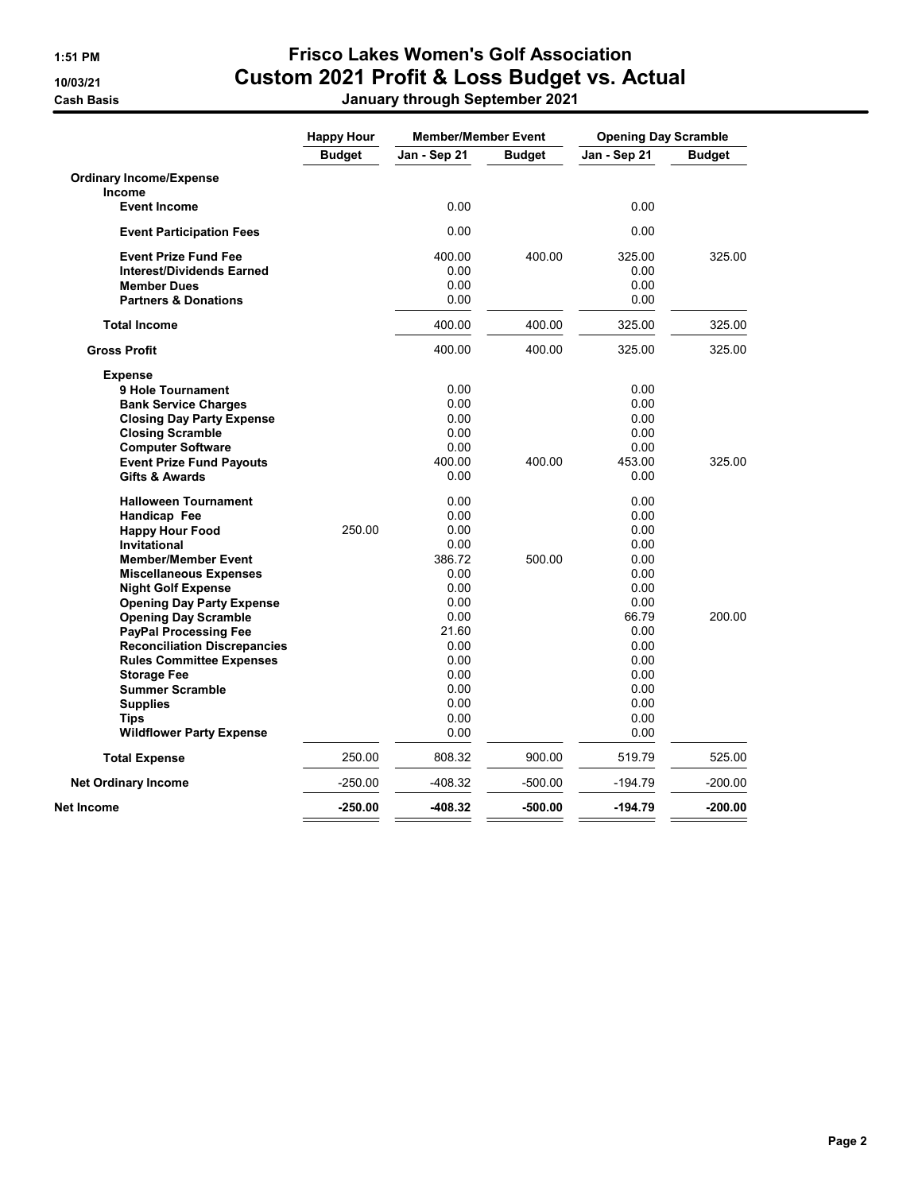# Frisco Lakes Women's Golf Association

## Custom 2021 Profit & Loss Budget vs. Actual

**Cash Basis** — January through September 2021

| | Happy Hour | Member/Member Event | | Opening Day Scramble | |
|---|---|---|---|---|---|
| | Budget | Jan - Sep 21 | Budget | Jan - Sep 21 | Budget |
| **Ordinary Income/Expense** | | | | | |
| **Income** | | | | | |
| Event Income | | 0.00 | | 0.00 | |
| Event Participation Fees | | 0.00 | | 0.00 | |
| Event Prize Fund Fee | | 400.00 | 400.00 | 325.00 | 325.00 |
| Interest/Dividends Earned | | 0.00 | | 0.00 | |
| Member Dues | | 0.00 | | 0.00 | |
| Partners & Donations | | 0.00 | | 0.00 | |
| **Total Income** | | 400.00 | 400.00 | 325.00 | 325.00 |
| **Gross Profit** | | 400.00 | 400.00 | 325.00 | 325.00 |
| **Expense** | | | | | |
| 9 Hole Tournament | | 0.00 | | 0.00 | |
| Bank Service Charges | | 0.00 | | 0.00 | |
| Closing Day Party Expense | | 0.00 | | 0.00 | |
| Closing Scramble | | 0.00 | | 0.00 | |
| Computer Software | | 0.00 | | 0.00 | |
| Event Prize Fund Payouts | | 400.00 | 400.00 | 453.00 | 325.00 |
| Gifts & Awards | | 0.00 | | 0.00 | |
| Halloween Tournament | | 0.00 | | 0.00 | |
| Handicap Fee | | 0.00 | | 0.00 | |
| Happy Hour Food | 250.00 | 0.00 | | 0.00 | |
| Invitational | | 0.00 | | 0.00 | |
| Member/Member Event | | 386.72 | 500.00 | 0.00 | |
| Miscellaneous Expenses | | 0.00 | | 0.00 | |
| Night Golf Expense | | 0.00 | | 0.00 | |
| Opening Day Party Expense | | 0.00 | | 0.00 | |
| Opening Day Scramble | | 0.00 | | 66.79 | 200.00 |
| PayPal Processing Fee | | 21.60 | | 0.00 | |
| Reconciliation Discrepancies | | 0.00 | | 0.00 | |
| Rules Committee Expenses | | 0.00 | | 0.00 | |
| Storage Fee | | 0.00 | | 0.00 | |
| Summer Scramble | | 0.00 | | 0.00 | |
| Supplies | | 0.00 | | 0.00 | |
| Tips | | 0.00 | | 0.00 | |
| Wildflower Party Expense | | 0.00 | | 0.00 | |
| **Total Expense** | 250.00 | 808.32 | 900.00 | 519.79 | 525.00 |
| **Net Ordinary Income** | -250.00 | -408.32 | -500.00 | -194.79 | -200.00 |
| **Net Income** | **-250.00** | **-408.32** | **-500.00** | **-194.79** | **-200.00** |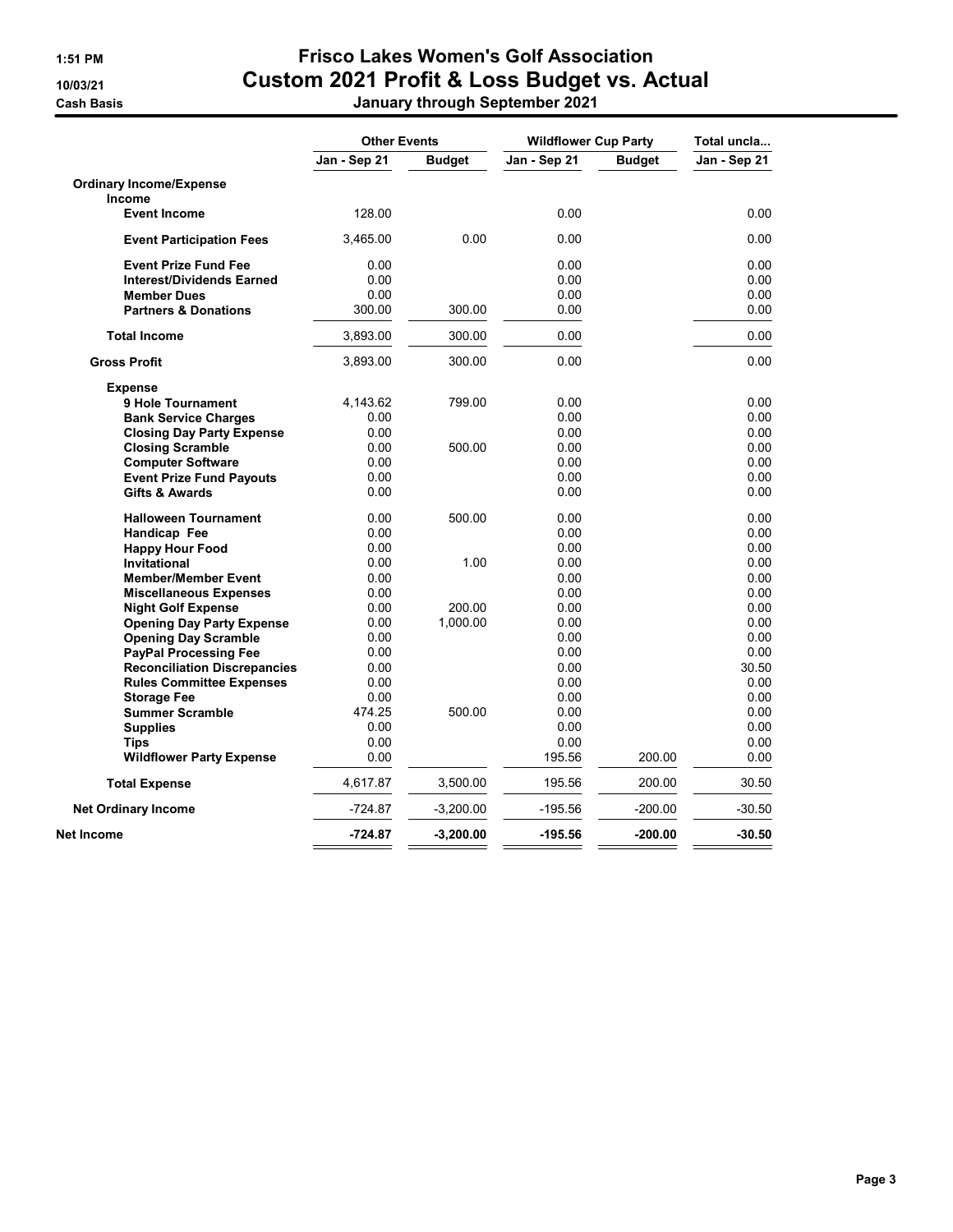# Frisco Lakes Women's Golf Association

# Custom 2021 Profit & Loss Budget vs. Actual

1:51 PM
10/03/21
Cash Basis

## January through September 2021

| | Other Events | | Wildflower Cup Party | | Total uncla... |
|---|---|---|---|---|---|
| | Jan - Sep 21 | Budget | Jan - Sep 21 | Budget | Jan - Sep 21 |
| **Ordinary Income/Expense** | | | | | |
| **Income** | | | | | |
| **Event Income** | 128.00 | | 0.00 | | 0.00 |
| **Event Participation Fees** | 3,465.00 | 0.00 | 0.00 | | 0.00 |
| **Event Prize Fund Fee** | 0.00 | | 0.00 | | 0.00 |
| **Interest/Dividends Earned** | 0.00 | | 0.00 | | 0.00 |
| **Member Dues** | 0.00 | | 0.00 | | 0.00 |
| **Partners & Donations** | 300.00 | 300.00 | 0.00 | | 0.00 |
| **Total Income** | 3,893.00 | 300.00 | 0.00 | | 0.00 |
| **Gross Profit** | 3,893.00 | 300.00 | 0.00 | | 0.00 |
| **Expense** | | | | | |
| **9 Hole Tournament** | 4,143.62 | 799.00 | 0.00 | | 0.00 |
| **Bank Service Charges** | 0.00 | | 0.00 | | 0.00 |
| **Closing Day Party Expense** | 0.00 | | 0.00 | | 0.00 |
| **Closing Scramble** | 0.00 | 500.00 | 0.00 | | 0.00 |
| **Computer Software** | 0.00 | | 0.00 | | 0.00 |
| **Event Prize Fund Payouts** | 0.00 | | 0.00 | | 0.00 |
| **Gifts & Awards** | 0.00 | | 0.00 | | 0.00 |
| **Halloween Tournament** | 0.00 | 500.00 | 0.00 | | 0.00 |
| **Handicap Fee** | 0.00 | | 0.00 | | 0.00 |
| **Happy Hour Food** | 0.00 | | 0.00 | | 0.00 |
| **Invitational** | 0.00 | 1.00 | 0.00 | | 0.00 |
| **Member/Member Event** | 0.00 | | 0.00 | | 0.00 |
| **Miscellaneous Expenses** | 0.00 | | 0.00 | | 0.00 |
| **Night Golf Expense** | 0.00 | 200.00 | 0.00 | | 0.00 |
| **Opening Day Party Expense** | 0.00 | 1,000.00 | 0.00 | | 0.00 |
| **Opening Day Scramble** | 0.00 | | 0.00 | | 0.00 |
| **PayPal Processing Fee** | 0.00 | | 0.00 | | 0.00 |
| **Reconciliation Discrepancies** | 0.00 | | 0.00 | | 30.50 |
| **Rules Committee Expenses** | 0.00 | | 0.00 | | 0.00 |
| **Storage Fee** | 0.00 | | 0.00 | | 0.00 |
| **Summer Scramble** | 474.25 | 500.00 | 0.00 | | 0.00 |
| **Supplies** | 0.00 | | 0.00 | | 0.00 |
| **Tips** | 0.00 | | 0.00 | | 0.00 |
| **Wildflower Party Expense** | 0.00 | | 195.56 | 200.00 | 0.00 |
| **Total Expense** | 4,617.87 | 3,500.00 | 195.56 | 200.00 | 30.50 |
| **Net Ordinary Income** | -724.87 | -3,200.00 | -195.56 | -200.00 | -30.50 |
| **Net Income** | **-724.87** | **-3,200.00** | **-195.56** | **-200.00** | **-30.50** |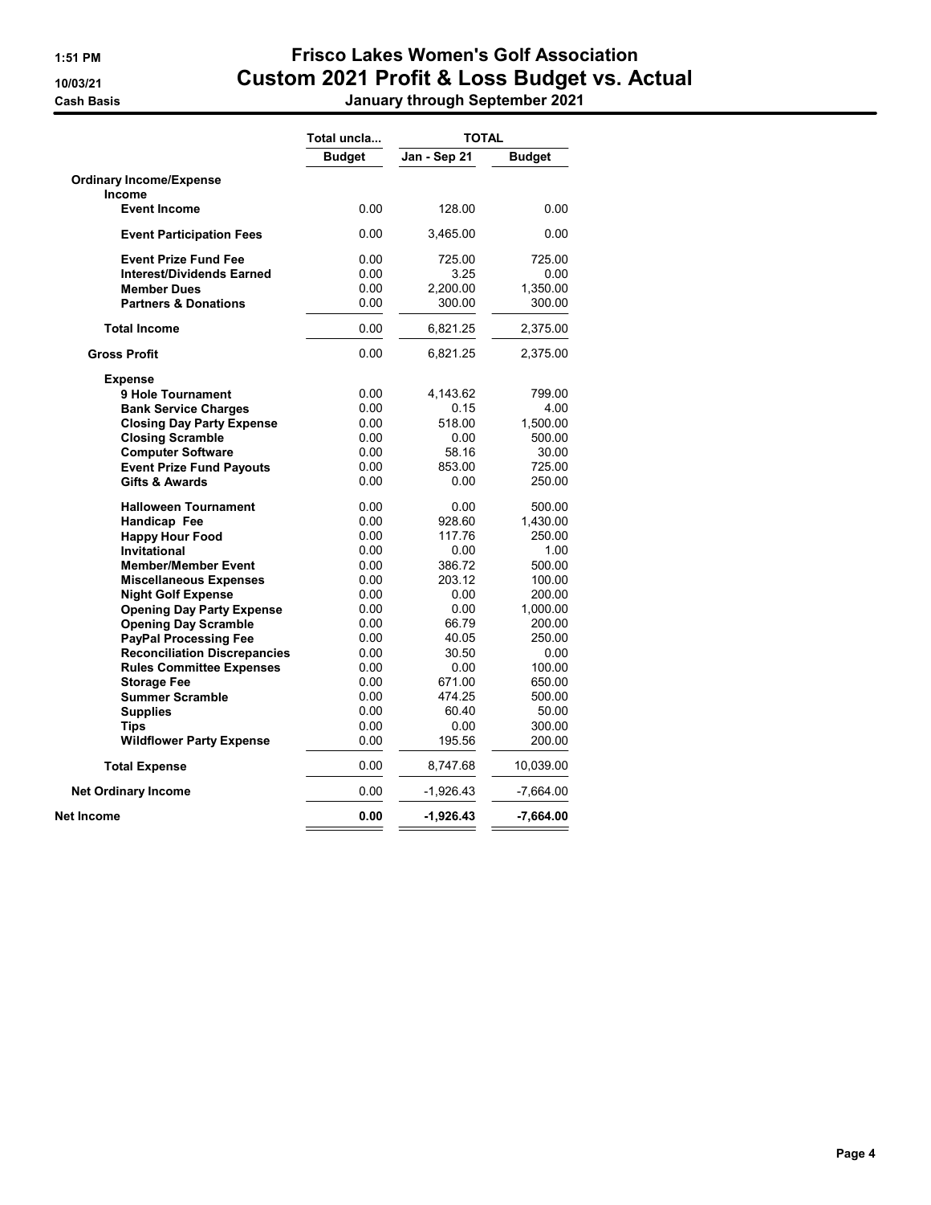1:51 PM
10/03/21
Cash Basis

# Frisco Lakes Women's Golf Association
## Custom 2021 Profit & Loss Budget vs. Actual
### January through September 2021

| | Total uncla... | TOTAL | |
|---|---|---|---|
| | **Budget** | **Jan - Sep 21** | **Budget** |
| **Ordinary Income/Expense** | | | |
| **Income** | | | |
| **Event Income** | 0.00 | 128.00 | 0.00 |
| **Event Participation Fees** | 0.00 | 3,465.00 | 0.00 |
| **Event Prize Fund Fee** | 0.00 | 725.00 | 725.00 |
| **Interest/Dividends Earned** | 0.00 | 3.25 | 0.00 |
| **Member Dues** | 0.00 | 2,200.00 | 1,350.00 |
| **Partners & Donations** | 0.00 | 300.00 | 300.00 |
| **Total Income** | 0.00 | 6,821.25 | 2,375.00 |
| **Gross Profit** | 0.00 | 6,821.25 | 2,375.00 |
| **Expense** | | | |
| **9 Hole Tournament** | 0.00 | 4,143.62 | 799.00 |
| **Bank Service Charges** | 0.00 | 0.15 | 4.00 |
| **Closing Day Party Expense** | 0.00 | 518.00 | 1,500.00 |
| **Closing Scramble** | 0.00 | 0.00 | 500.00 |
| **Computer Software** | 0.00 | 58.16 | 30.00 |
| **Event Prize Fund Payouts** | 0.00 | 853.00 | 725.00 |
| **Gifts & Awards** | 0.00 | 0.00 | 250.00 |
| **Halloween Tournament** | 0.00 | 0.00 | 500.00 |
| **Handicap Fee** | 0.00 | 928.60 | 1,430.00 |
| **Happy Hour Food** | 0.00 | 117.76 | 250.00 |
| **Invitational** | 0.00 | 0.00 | 1.00 |
| **Member/Member Event** | 0.00 | 386.72 | 500.00 |
| **Miscellaneous Expenses** | 0.00 | 203.12 | 100.00 |
| **Night Golf Expense** | 0.00 | 0.00 | 200.00 |
| **Opening Day Party Expense** | 0.00 | 0.00 | 1,000.00 |
| **Opening Day Scramble** | 0.00 | 66.79 | 200.00 |
| **PayPal Processing Fee** | 0.00 | 40.05 | 250.00 |
| **Reconciliation Discrepancies** | 0.00 | 30.50 | 0.00 |
| **Rules Committee Expenses** | 0.00 | 0.00 | 100.00 |
| **Storage Fee** | 0.00 | 671.00 | 650.00 |
| **Summer Scramble** | 0.00 | 474.25 | 500.00 |
| **Supplies** | 0.00 | 60.40 | 50.00 |
| **Tips** | 0.00 | 0.00 | 300.00 |
| **Wildflower Party Expense** | 0.00 | 195.56 | 200.00 |
| **Total Expense** | 0.00 | 8,747.68 | 10,039.00 |
| **Net Ordinary Income** | 0.00 | -1,926.43 | -7,664.00 |
| **Net Income** | **0.00** | **-1,926.43** | **-7,664.00** |